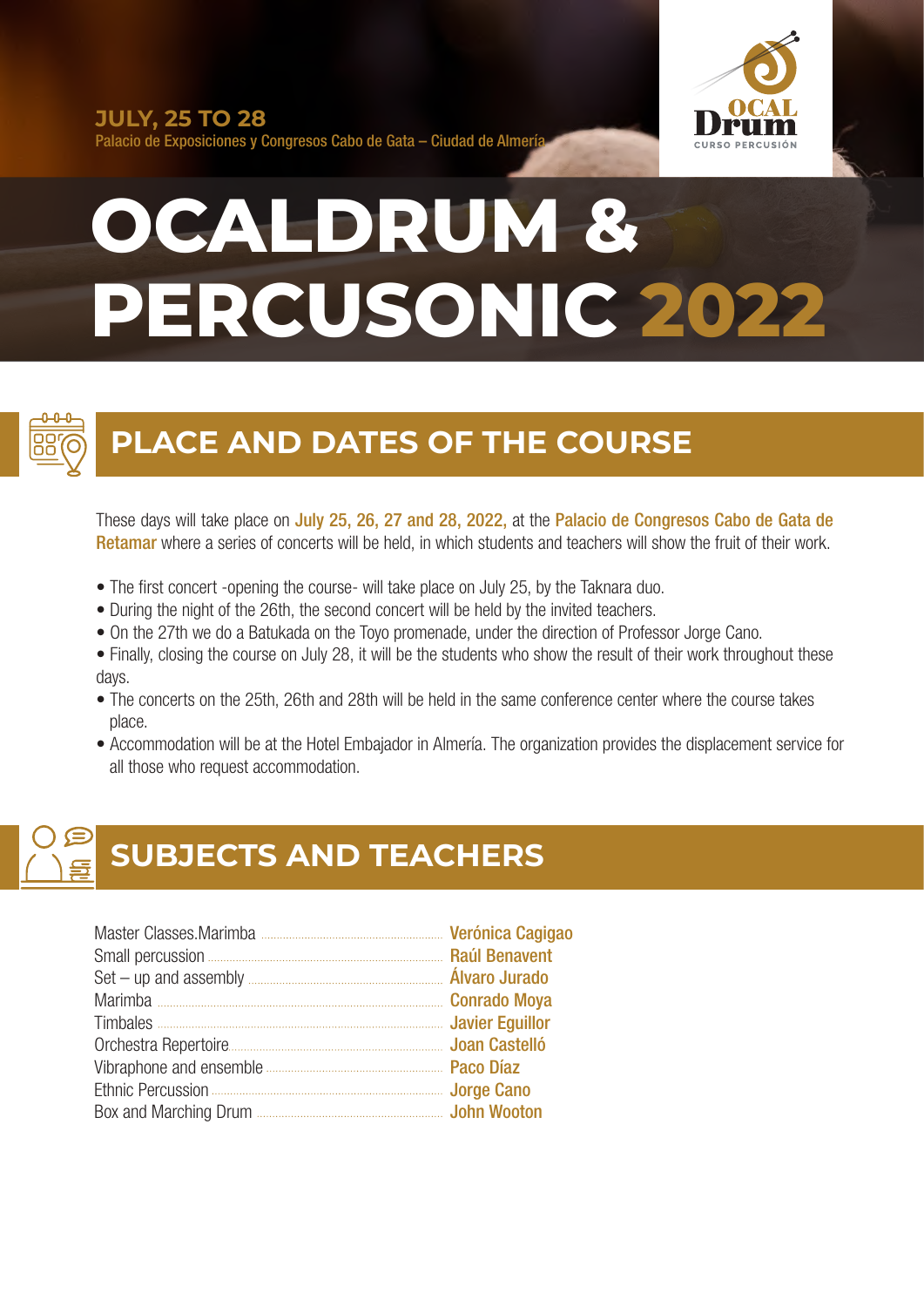**JULY, 25 TO 28**
Palacio de Exposiciones y Congresos Cabo de Gata – Ciudad de Almería

OCAL Drum
CURSO PERCUSIÓN

# OCALDRUM & PERCUSONIC 2022

## PLACE AND DATES OF THE COURSE

These days will take place on **July 25, 26, 27 and 28, 2022,** at the **Palacio de Congresos Cabo de Gata de Retamar** where a series of concerts will be held, in which students and teachers will show the fruit of their work.

- The first concert -opening the course- will take place on July 25, by the Taknara duo.
- During the night of the 26th, the second concert will be held by the invited teachers.
- On the 27th we do a Batukada on the Toyo promenade, under the direction of Professor Jorge Cano.
- Finally, closing the course on July 28, it will be the students who show the result of their work throughout these days.
- The concerts on the 25th, 26th and 28th will be held in the same conference center where the course takes place.
- Accommodation will be at the Hotel Embajador in Almería. The organization provides the displacement service for all those who request accommodation.

## SUBJECTS AND TEACHERS

| Subject | Teacher |
|---|---|
| Master Classes.Marimba | **Verónica Cagigao** |
| Small percussion | **Raúl Benavent** |
| Set – up and assembly | **Álvaro Jurado** |
| Marimba | **Conrado Moya** |
| Timbales | **Javier Eguillor** |
| Orchestra Repertoire | **Joan Castelló** |
| Vibraphone and ensemble | **Paco Díaz** |
| Ethnic Percussion | **Jorge Cano** |
| Box and Marching Drum | **John Wooton** |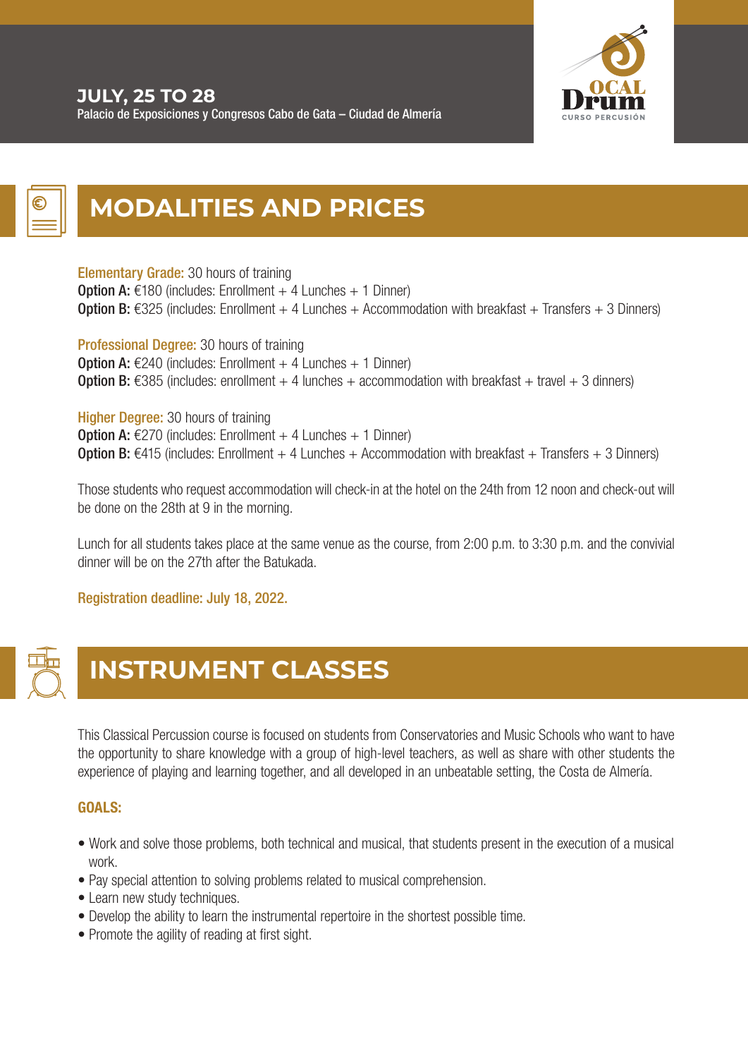**JULY, 25 TO 28**
Palacio de Exposiciones y Congresos Cabo de Gata – Ciudad de Almería

## MODALITIES AND PRICES

**Elementary Grade:** 30 hours of training
**Option A:** €180 (includes: Enrollment + 4 Lunches + 1 Dinner)
**Option B:** €325 (includes: Enrollment + 4 Lunches + Accommodation with breakfast + Transfers + 3 Dinners)

**Professional Degree:** 30 hours of training
**Option A:** €240 (includes: Enrollment + 4 Lunches + 1 Dinner)
**Option B:** €385 (includes: enrollment + 4 lunches + accommodation with breakfast + travel + 3 dinners)

**Higher Degree:** 30 hours of training
**Option A:** €270 (includes: Enrollment + 4 Lunches + 1 Dinner)
**Option B:** €415 (includes: Enrollment + 4 Lunches + Accommodation with breakfast + Transfers + 3 Dinners)

Those students who request accommodation will check-in at the hotel on the 24th from 12 noon and check-out will be done on the 28th at 9 in the morning.

Lunch for all students takes place at the same venue as the course, from 2:00 p.m. to 3:30 p.m. and the convivial dinner will be on the 27th after the Batukada.

**Registration deadline: July 18, 2022.**

## INSTRUMENT CLASSES

This Classical Percussion course is focused on students from Conservatories and Music Schools who want to have the opportunity to share knowledge with a group of high-level teachers, as well as share with other students the experience of playing and learning together, and all developed in an unbeatable setting, the Costa de Almería.

### GOALS:

- Work and solve those problems, both technical and musical, that students present in the execution of a musical work.
- Pay special attention to solving problems related to musical comprehension.
- Learn new study techniques.
- Develop the ability to learn the instrumental repertoire in the shortest possible time.
- Promote the agility of reading at first sight.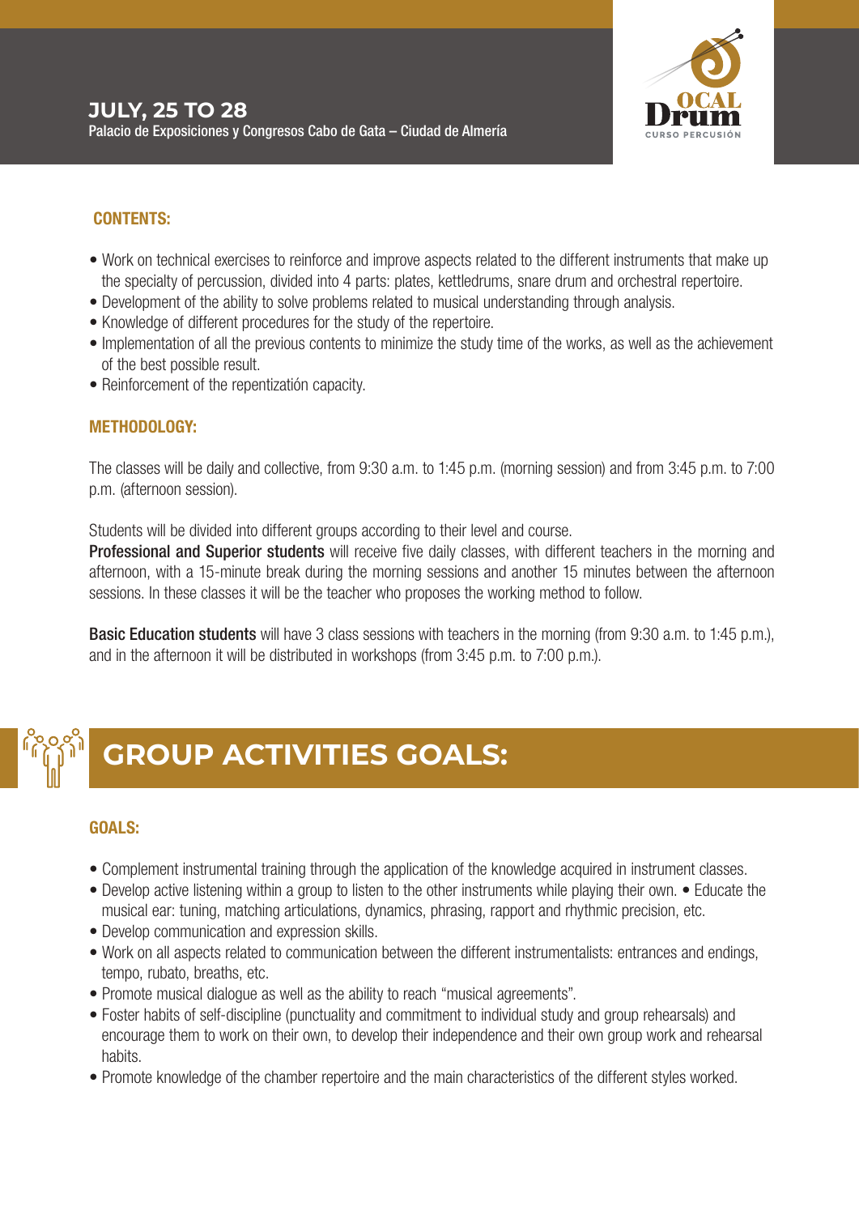**JULY, 25 TO 28**
Palacio de Exposiciones y Congresos Cabo de Gata – Ciudad de Almería

### CONTENTS:

- Work on technical exercises to reinforce and improve aspects related to the different instruments that make up the specialty of percussion, divided into 4 parts: plates, kettledrums, snare drum and orchestral repertoire.
- Development of the ability to solve problems related to musical understanding through analysis.
- Knowledge of different procedures for the study of the repertoire.
- Implementation of all the previous contents to minimize the study time of the works, as well as the achievement of the best possible result.
- Reinforcement of the repentizatión capacity.

### METHODOLOGY:

The classes will be daily and collective, from 9:30 a.m. to 1:45 p.m. (morning session) and from 3:45 p.m. to 7:00 p.m. (afternoon session).

Students will be divided into different groups according to their level and course.
**Professional and Superior students** will receive five daily classes, with different teachers in the morning and afternoon, with a 15-minute break during the morning sessions and another 15 minutes between the afternoon sessions. In these classes it will be the teacher who proposes the working method to follow.

**Basic Education students** will have 3 class sessions with teachers in the morning (from 9:30 a.m. to 1:45 p.m.), and in the afternoon it will be distributed in workshops (from 3:45 p.m. to 7:00 p.m.).

## GROUP ACTIVITIES GOALS:

### GOALS:

- Complement instrumental training through the application of the knowledge acquired in instrument classes.
- Develop active listening within a group to listen to the other instruments while playing their own. • Educate the musical ear: tuning, matching articulations, dynamics, phrasing, rapport and rhythmic precision, etc.
- Develop communication and expression skills.
- Work on all aspects related to communication between the different instrumentalists: entrances and endings, tempo, rubato, breaths, etc.
- Promote musical dialogue as well as the ability to reach "musical agreements".
- Foster habits of self-discipline (punctuality and commitment to individual study and group rehearsals) and encourage them to work on their own, to develop their independence and their own group work and rehearsal habits.
- Promote knowledge of the chamber repertoire and the main characteristics of the different styles worked.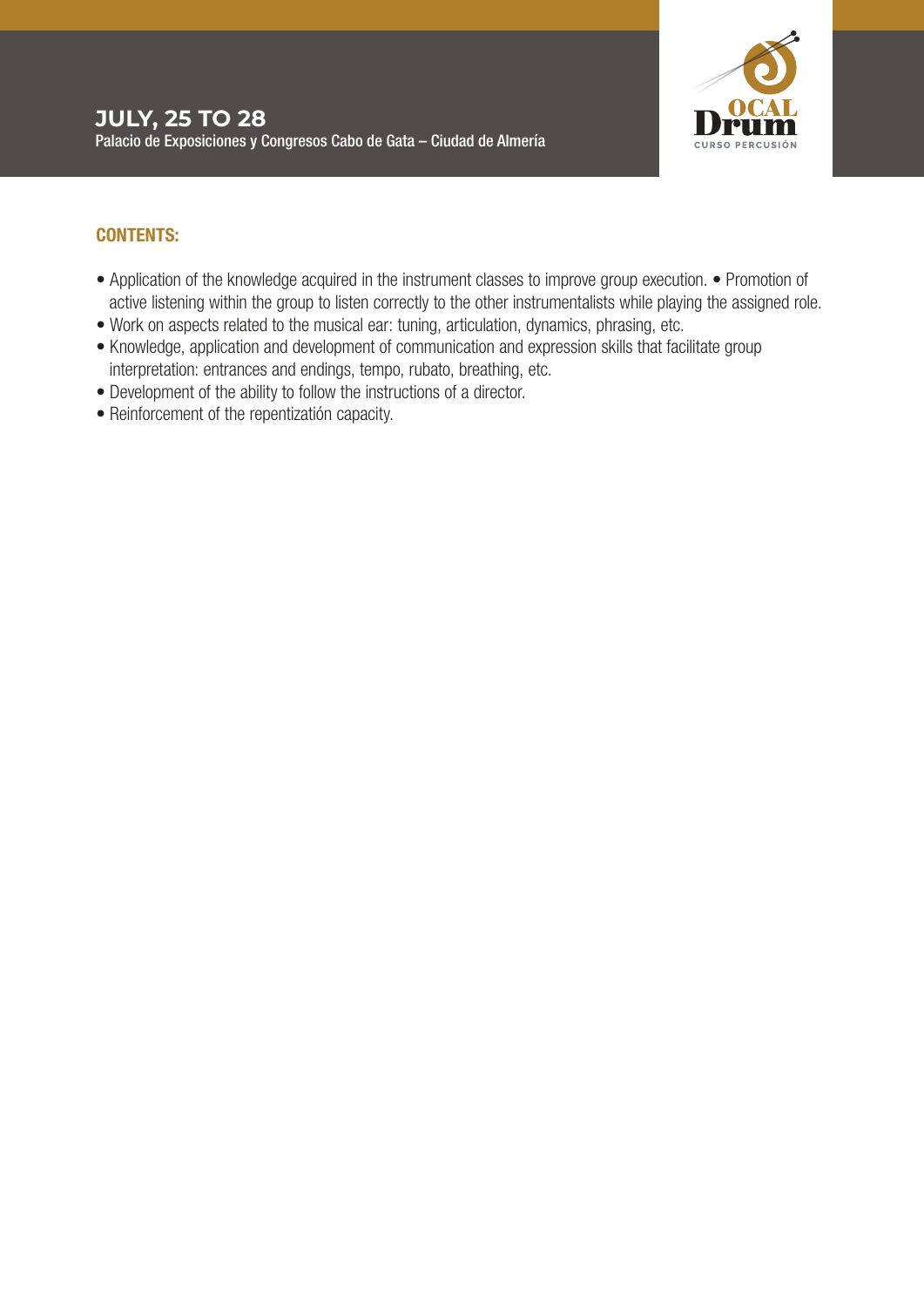**JULY, 25 TO 28**
Palacio de Exposiciones y Congresos Cabo de Gata – Ciudad de Almería

OCAL Drum
CURSO PERCUSIÓN

## CONTENTS:

- Application of the knowledge acquired in the instrument classes to improve group execution. • Promotion of active listening within the group to listen correctly to the other instrumentalists while playing the assigned role.
- Work on aspects related to the musical ear: tuning, articulation, dynamics, phrasing, etc.
- Knowledge, application and development of communication and expression skills that facilitate group interpretation: entrances and endings, tempo, rubato, breathing, etc.
- Development of the ability to follow the instructions of a director.
- Reinforcement of the repentizatión capacity.